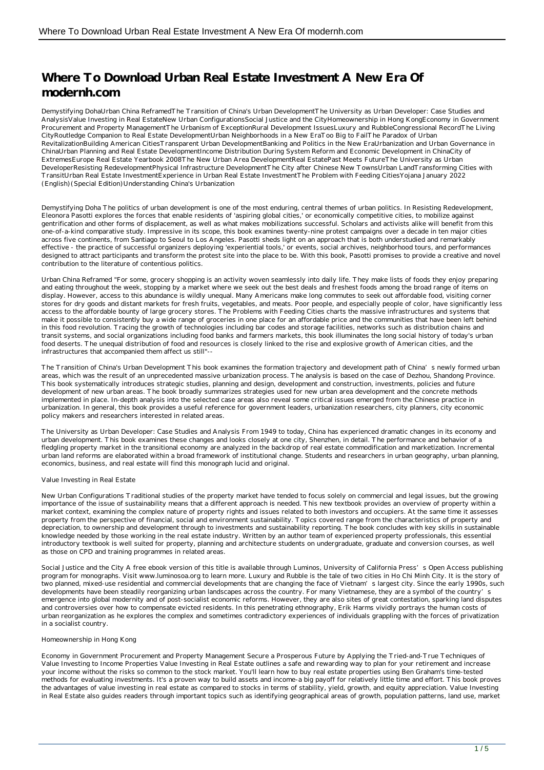# Where To Download Urban Real Estate Investment A New Era Of modernh.com

Demystifying DohaUrban China ReframedThe Transition of China's Urban DevelopmentThe University as Urban Developer: Case Studies and AnalysisValue Investing in Real EstateNew Urban ConfigurationsSocial Justice and the CityHomeownership in Hong KongEconomy in Government Procurement and Property ManagementThe Urbanism of ExceptionRural Development IssuesLuxury and RubbleCongressional RecordThe Living CityRoutledge Companion to Real Estate DevelopmentUrban Neighborhoods in a New EraToo Big to FailThe Paradox of Urban RevitalizationBuilding American CitiesTransparent Urban DevelopmentBanking and Politics in the New EraUrbanization and Urban Governance in ChinaUrban Planning and Real Estate DevelopmentIncome Distribution During System Reform and Economic Development in ChinaCity of ExtremesEurope Real Estate Yearbook 2008The New Urban Area DevelopmentReal EstatePast Meets FutureThe University as Urban DeveloperResisting RedevelopmentPhysical Infrastructure DevelopmentThe City after Chinese New TownsUrban LandTransforming Cities with TransitUrban Real Estate InvestmentExperience in Urban Real Estate InvestmentThe Problem with Feeding CitiesYojana January 2022 (English)(Special Edition)Understanding China's Urbanization

Demystifying Doha The politics of urban development is one of the most enduring, central themes of urban politics. In Resisting Redevelopment, Eleonora Pasotti explores the forces that enable residents of 'aspiring global cities,' or economically competitive cities, to mobilize against gentrification and other forms of displacement, as well as what makes mobilizations successful. Scholars and activists alike will benefit from this one-of-a-kind comparative study. Impressive in its scope, this book examines twenty-nine protest campaigns over a decade in ten major cities across five continents, from Santiago to Seoul to Los Angeles. Pasotti sheds light on an approach that is both understudied and remarkably effective - the practice of successful organizers deploying 'experiential tools,' or events, social archives, neighborhood tours, and performances designed to attract participants and transform the protest site into the place to be. With this book, Pasotti promises to provide a creative and novel contribution to the literature of contentious politics.

Urban China Reframed "For some, grocery shopping is an activity woven seamlessly into daily life. They make lists of foods they enjoy preparing and eating throughout the week, stopping by a market where we seek out the best deals and freshest foods among the broad range of items on display. However, access to this abundance is wildly unequal. Many Americans make long commutes to seek out affordable food, visiting corner stores for dry goods and distant markets for fresh fruits, vegetables, and meats. Poor people, and especially people of color, have significantly less access to the affordable bounty of large grocery stores. The Problems with Feeding Cities charts the massive infrastructures and systems that make it possible to consistently buy a wide range of groceries in one place for an affordable price and the communities that have been left behind in this food revolution. Tracing the growth of technologies including bar codes and storage facilities, networks such as distribution chains and transit systems, and social organizations including food banks and farmers markets, this book illuminates the long social history of today's urban food deserts. The unequal distribution of food and resources is closely linked to the rise and explosive growth of American cities, and the infrastructures that accompanied them affect us still"--

The Transition of China's Urban Development This book examines the formation trajectory and development path of China's newly formed urban areas, which was the result of an unprecedented massive urbanization process. The analysis is based on the case of Dezhou, Shandong Province. This book systematically introduces strategic studies, planning and design, development and construction, investments, policies and future development of new urban areas. The book broadly summarizes strategies used for new urban area development and the concrete methods implemented in place. In-depth analysis into the selected case areas also reveal some critical issues emerged from the Chinese practice in urbanization. In general, this book provides a useful reference for government leaders, urbanization researchers, city planners, city economic policy makers and researchers interested in related areas.

The University as Urban Developer: Case Studies and Analysis From 1949 to today, China has experienced dramatic changes in its economy and urban development. This book examines these changes and looks closely at one city, Shenzhen, in detail. The performance and behavior of a fledgling property market in the transitional economy are analyzed in the backdrop of real estate commodification and marketization. Incremental urban land reforms are elaborated within a broad framework of institutional change. Students and researchers in urban geography, urban planning, economics, business, and real estate will find this monograph lucid and original.

Value Investing in Real Estate

New Urban Configurations Traditional studies of the property market have tended to focus solely on commercial and legal issues, but the growing importance of the issue of sustainability means that a different approach is needed. This new textbook provides an overview of property within a market context, examining the complex nature of property rights and issues related to both investors and occupiers. At the same time it assesses property from the perspective of financial, social and environment sustainability. Topics covered range from the characteristics of property and depreciation, to ownership and development through to investments and sustainability reporting. The book concludes with key skills in sustainable knowledge needed by those working in the real estate industry. Written by an author team of experienced property professionals, this essential introductory textbook is well suited for property, planning and architecture students on undergraduate, graduate and conversion courses, as well as those on CPD and training programmes in related areas.

Social Justice and the City A free ebook version of this title is available through Luminos, University of California Press's Open Access publishing program for monographs. Visit www.luminosoa.org to learn more. Luxury and Rubble is the tale of two cities in Ho Chi Minh City. It is the story of two planned, mixed-use residential and commercial developments that are changing the face of Vietnam's largest city. Since the early 1990s, such developments have been steadily reorganizing urban landscapes across the country. For many Vietnamese, they are a symbol of the country's emergence into global modernity and of post-socialist economic reforms. However, they are also sites of great contestation, sparking land disputes and controversies over how to compensate evicted residents. In this penetrating ethnography, Erik Harms vividly portrays the human costs of urban reorganization as he explores the complex and sometimes contradictory experiences of individuals grappling with the forces of privatization in a socialist country.

Homeownership in Hong Kong

Economy in Government Procurement and Property Management Secure a Prosperous Future by Applying the Tried-and-True Techniques of Value Investing to Income Properties Value Investing in Real Estate outlines a safe and rewarding way to plan for your retirement and increase your income without the risks so common to the stock market. You'll learn how to buy real estate properties using Ben Graham's time-tested methods for evaluating investments. It's a proven way to build assets and income-a big payoff for relatively little time and effort. This book proves the advantages of value investing in real estate as compared to stocks in terms of stability, yield, growth, and equity appreciation. Value Investing in Real Estate also guides readers through important topics such as identifying geographical areas of growth, population patterns, land use, market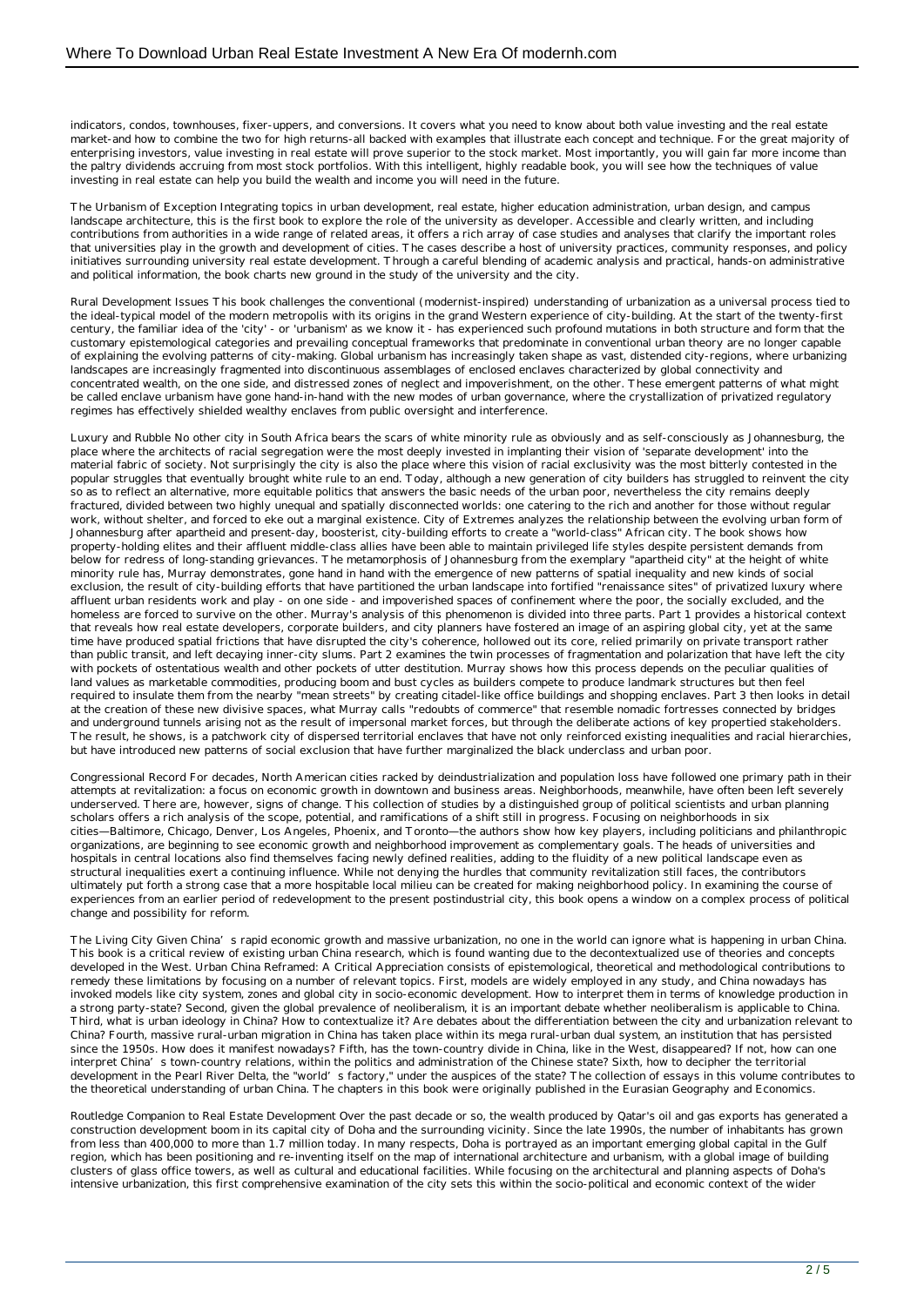indicators, condos, townhouses, fixer-uppers, and conversions. It covers what you need to know about both value investing and the real estate market-and how to combine the two for high returns-all backed with examples that illustrate each concept and technique. For the great majority of enterprising investors, value investing in real estate will prove superior to the stock market. Most importantly, you will gain far more income than the paltry dividends accruing from most stock portfolios. With this intelligent, highly readable book, you will see how the techniques of value investing in real estate can help you build the wealth and income you will need in the future.

The Urbanism of Exception Integrating topics in urban development, real estate, higher education administration, urban design, and campus landscape architecture, this is the first book to explore the role of the university as developer. Accessible and clearly written, and including contributions from authorities in a wide range of related areas, it offers a rich array of case studies and analyses that clarify the important roles that universities play in the growth and development of cities. The cases describe a host of university practices, community responses, and policy initiatives surrounding university real estate development. Through a careful blending of academic analysis and practical, hands-on administrative and political information, the book charts new ground in the study of the university and the city.

Rural Development Issues This book challenges the conventional (modernist-inspired) understanding of urbanization as a universal process tied to the ideal-typical model of the modern metropolis with its origins in the grand Western experience of city-building. At the start of the twenty-first century, the familiar idea of the 'city' - or 'urbanism' as we know it - has experienced such profound mutations in both structure and form that the customary epistemological categories and prevailing conceptual frameworks that predominate in conventional urban theory are no longer capable of explaining the evolving patterns of city-making. Global urbanism has increasingly taken shape as vast, distended city-regions, where urbanizing landscapes are increasingly fragmented into discontinuous assemblages of enclosed enclaves characterized by global connectivity and concentrated wealth, on the one side, and distressed zones of neglect and impoverishment, on the other. These emergent patterns of what might be called enclave urbanism have gone hand-in-hand with the new modes of urban governance, where the crystallization of privatized regulatory regimes has effectively shielded wealthy enclaves from public oversight and interference.

Luxury and Rubble No other city in South Africa bears the scars of white minority rule as obviously and as self-consciously as Johannesburg, the place where the architects of racial segregation were the most deeply invested in implanting their vision of 'separate development' into the material fabric of society. Not surprisingly the city is also the place where this vision of racial exclusivity was the most bitterly contested in the popular struggles that eventually brought white rule to an end. Today, although a new generation of city builders has struggled to reinvent the city so as to reflect an alternative, more equitable politics that answers the basic needs of the urban poor, nevertheless the city remains deeply fractured, divided between two highly unequal and spatially disconnected worlds: one catering to the rich and another for those without regular work, without shelter, and forced to eke out a marginal existence. City of Extremes analyzes the relationship between the evolving urban form of Johannesburg after apartheid and present-day, boosterist, city-building efforts to create a "world-class" African city. The book shows how property-holding elites and their affluent middle-class allies have been able to maintain privileged life styles despite persistent demands from below for redress of long-standing grievances. The metamorphosis of Johannesburg from the exemplary "apartheid city" at the height of white minority rule has, Murray demonstrates, gone hand in hand with the emergence of new patterns of spatial inequality and new kinds of social exclusion, the result of city-building efforts that have partitioned the urban landscape into fortified "renaissance sites" of privatized luxury where affluent urban residents work and play - on one side - and impoverished spaces of confinement where the poor, the socially excluded, and the homeless are forced to survive on the other. Murray's analysis of this phenomenon is divided into three parts. Part 1 provides a historical context that reveals how real estate developers, corporate builders, and city planners have fostered an image of an aspiring global city, yet at the same time have produced spatial frictions that have disrupted the city's coherence, hollowed out its core, relied primarily on private transport rather than public transit, and left decaying inner-city slums. Part 2 examines the twin processes of fragmentation and polarization that have left the city with pockets of ostentatious wealth and other pockets of utter destitution. Murray shows how this process depends on the peculiar qualities of land values as marketable commodities, producing boom and bust cycles as builders compete to produce landmark structures but then feel required to insulate them from the nearby "mean streets" by creating citadel-like office buildings and shopping enclaves. Part 3 then looks in detail at the creation of these new divisive spaces, what Murray calls "redoubts of commerce" that resemble nomadic fortresses connected by bridges and underground tunnels arising not as the result of impersonal market forces, but through the deliberate actions of key propertied stakeholders. The result, he shows, is a patchwork city of dispersed territorial enclaves that have not only reinforced existing inequalities and racial hierarchies, but have introduced new patterns of social exclusion that have further marginalized the black underclass and urban poor.

Congressional Record For decades, North American cities racked by deindustrialization and population loss have followed one primary path in their attempts at revitalization: a focus on economic growth in downtown and business areas. Neighborhoods, meanwhile, have often been left severely underserved. There are, however, signs of change. This collection of studies by a distinguished group of political scientists and urban planning scholars offers a rich analysis of the scope, potential, and ramifications of a shift still in progress. Focusing on neighborhoods in six cities—Baltimore, Chicago, Denver, Los Angeles, Phoenix, and Toronto—the authors show how key players, including politicians and philanthropic organizations, are beginning to see economic growth and neighborhood improvement as complementary goals. The heads of universities and hospitals in central locations also find themselves facing newly defined realities, adding to the fluidity of a new political landscape even as structural inequalities exert a continuing influence. While not denying the hurdles that community revitalization still faces, the contributors ultimately put forth a strong case that a more hospitable local milieu can be created for making neighborhood policy. In examining the course of experiences from an earlier period of redevelopment to the present postindustrial city, this book opens a window on a complex process of political change and possibility for reform.

The Living City Given China's rapid economic growth and massive urbanization, no one in the world can ignore what is happening in urban China. This book is a critical review of existing urban China research, which is found wanting due to the decontextualized use of theories and concepts developed in the West. Urban China Reframed: A Critical Appreciation consists of epistemological, theoretical and methodological contributions to remedy these limitations by focusing on a number of relevant topics. First, models are widely employed in any study, and China nowadays has invoked models like city system, zones and global city in socio-economic development. How to interpret them in terms of knowledge production in a strong party-state? Second, given the global prevalence of neoliberalism, it is an important debate whether neoliberalism is applicable to China. Third, what is urban ideology in China? How to contextualize it? Are debates about the differentiation between the city and urbanization relevant to China? Fourth, massive rural-urban migration in China has taken place within its mega rural-urban dual system, an institution that has persisted since the 1950s. How does it manifest nowadays? Fifth, has the town-country divide in China, like in the West, disappeared? If not, how can one interpret China's town-country relations, within the politics and administration of the Chinese state? Sixth, how to decipher the territorial development in the Pearl River Delta, the "world's factory," under the auspices of the state? The collection of essays in this volume contributes to the theoretical understanding of urban China. The chapters in this book were originally published in the Eurasian Geography and Economics.

Routledge Companion to Real Estate Development Over the past decade or so, the wealth produced by Qatar's oil and gas exports has generated a construction development boom in its capital city of Doha and the surrounding vicinity. Since the late 1990s, the number of inhabitants has grown from less than 400,000 to more than 1.7 million today. In many respects, Doha is portrayed as an important emerging global capital in the Gulf region, which has been positioning and re-inventing itself on the map of international architecture and urbanism, with a global image of building clusters of glass office towers, as well as cultural and educational facilities. While focusing on the architectural and planning aspects of Doha's intensive urbanization, this first comprehensive examination of the city sets this within the socio-political and economic context of the wider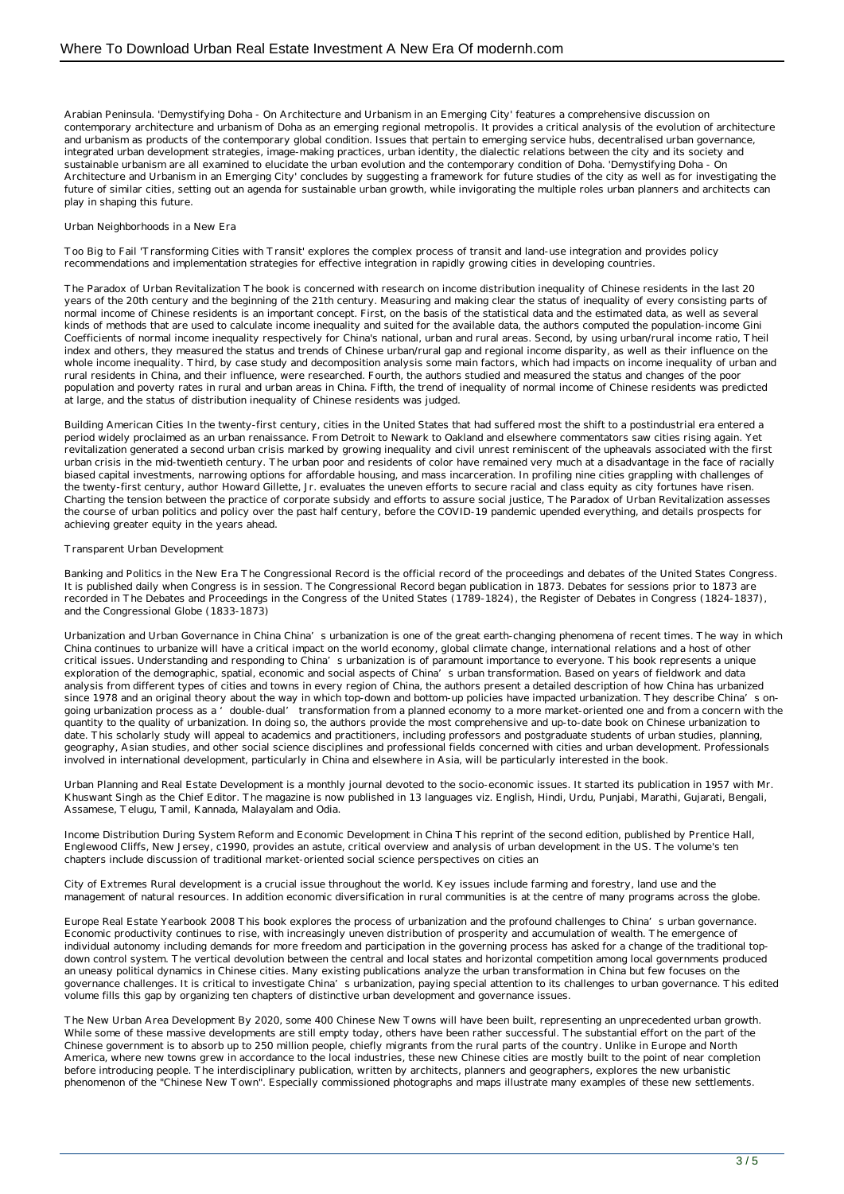Arabian Peninsula. 'Demystifying Doha - On Architecture and Urbanism in an Emerging City' features a comprehensive discussion on contemporary architecture and urbanism of Doha as an emerging regional metropolis. It provides a critical analysis of the evolution of architecture and urbanism as products of the contemporary global condition. Issues that pertain to emerging service hubs, decentralised urban governance, integrated urban development strategies, image-making practices, urban identity, the dialectic relations between the city and its society and sustainable urbanism are all examined to elucidate the urban evolution and the contemporary condition of Doha. 'Demystifying Doha - On Architecture and Urbanism in an Emerging City' concludes by suggesting a framework for future studies of the city as well as for investigating the future of similar cities, setting out an agenda for sustainable urban growth, while invigorating the multiple roles urban planners and architects can play in shaping this future.

Urban Neighborhoods in a New Era

Too Big to Fail 'Transforming Cities with Transit' explores the complex process of transit and land-use integration and provides policy recommendations and implementation strategies for effective integration in rapidly growing cities in developing countries.

The Paradox of Urban Revitalization The book is concerned with research on income distribution inequality of Chinese residents in the last 20 years of the 20th century and the beginning of the 21th century. Measuring and making clear the status of inequality of every consisting parts of normal income of Chinese residents is an important concept. First, on the basis of the statistical data and the estimated data, as well as several kinds of methods that are used to calculate income inequality and suited for the available data, the authors computed the population-income Gini Coefficients of normal income inequality respectively for China's national, urban and rural areas. Second, by using urban/rural income ratio, Theil index and others, they measured the status and trends of Chinese urban/rural gap and regional income disparity, as well as their influence on the whole income inequality. Third, by case study and decomposition analysis some main factors, which had impacts on income inequality of urban and rural residents in China, and their influence, were researched. Fourth, the authors studied and measured the status and changes of the poor population and poverty rates in rural and urban areas in China. Fifth, the trend of inequality of normal income of Chinese residents was predicted at large, and the status of distribution inequality of Chinese residents was judged.

Building American Cities In the twenty-first century, cities in the United States that had suffered most the shift to a postindustrial era entered a period widely proclaimed as an urban renaissance. From Detroit to Newark to Oakland and elsewhere commentators saw cities rising again. Yet revitalization generated a second urban crisis marked by growing inequality and civil unrest reminiscent of the upheavals associated with the first urban crisis in the mid-twentieth century. The urban poor and residents of color have remained very much at a disadvantage in the face of racially biased capital investments, narrowing options for affordable housing, and mass incarceration. In profiling nine cities grappling with challenges of the twenty-first century, author Howard Gillette, Jr. evaluates the uneven efforts to secure racial and class equity as city fortunes have risen. Charting the tension between the practice of corporate subsidy and efforts to assure social justice, The Paradox of Urban Revitalization assesses the course of urban politics and policy over the past half century, before the COVID-19 pandemic upended everything, and details prospects for achieving greater equity in the years ahead.

Transparent Urban Development

Banking and Politics in the New Era The Congressional Record is the official record of the proceedings and debates of the United States Congress. It is published daily when Congress is in session. The Congressional Record began publication in 1873. Debates for sessions prior to 1873 are recorded in The Debates and Proceedings in the Congress of the United States (1789-1824), the Register of Debates in Congress (1824-1837), and the Congressional Globe (1833-1873)

Urbanization and Urban Governance in China China's urbanization is one of the great earth-changing phenomena of recent times. The way in which China continues to urbanize will have a critical impact on the world economy, global climate change, international relations and a host of other critical issues. Understanding and responding to China's urbanization is of paramount importance to everyone. This book represents a unique exploration of the demographic, spatial, economic and social aspects of China's urban transformation. Based on years of fieldwork and data analysis from different types of cities and towns in every region of China, the authors present a detailed description of how China has urbanized since 1978 and an original theory about the way in which top-down and bottom-up policies have impacted urbanization. They describe China's on-going urbanization process as a 'double-dual' transformation from a planned economy to a more market-oriented one and from a concern with the quantity to the quality of urbanization. In doing so, the authors provide the most comprehensive and up-to-date book on Chinese urbanization to date. This scholarly study will appeal to academics and practitioners, including professors and postgraduate students of urban studies, planning, geography, Asian studies, and other social science disciplines and professional fields concerned with cities and urban development. Professionals involved in international development, particularly in China and elsewhere in Asia, will be particularly interested in the book.

Urban Planning and Real Estate Development is a monthly journal devoted to the socio-economic issues. It started its publication in 1957 with Mr. Khuswant Singh as the Chief Editor. The magazine is now published in 13 languages viz. English, Hindi, Urdu, Punjabi, Marathi, Gujarati, Bengali, Assamese, Telugu, Tamil, Kannada, Malayalam and Odia.

Income Distribution During System Reform and Economic Development in China This reprint of the second edition, published by Prentice Hall, Englewood Cliffs, New Jersey, c1990, provides an astute, critical overview and analysis of urban development in the US. The volume's ten chapters include discussion of traditional market-oriented social science perspectives on cities an

City of Extremes Rural development is a crucial issue throughout the world. Key issues include farming and forestry, land use and the management of natural resources. In addition economic diversification in rural communities is at the centre of many programs across the globe.

Europe Real Estate Yearbook 2008 This book explores the process of urbanization and the profound challenges to China's urban governance. Economic productivity continues to rise, with increasingly uneven distribution of prosperity and accumulation of wealth. The emergence of individual autonomy including demands for more freedom and participation in the governing process has asked for a change of the traditional top-down control system. The vertical devolution between the central and local states and horizontal competition among local governments produced an uneasy political dynamics in Chinese cities. Many existing publications analyze the urban transformation in China but few focuses on the governance challenges. It is critical to investigate China's urbanization, paying special attention to its challenges to urban governance. This edited volume fills this gap by organizing ten chapters of distinctive urban development and governance issues.

The New Urban Area Development By 2020, some 400 Chinese New Towns will have been built, representing an unprecedented urban growth. While some of these massive developments are still empty today, others have been rather successful. The substantial effort on the part of the Chinese government is to absorb up to 250 million people, chiefly migrants from the rural parts of the country. Unlike in Europe and North America, where new towns grew in accordance to the local industries, these new Chinese cities are mostly built to the point of near completion before introducing people. The interdisciplinary publication, written by architects, planners and geographers, explores the new urbanistic phenomenon of the "Chinese New Town". Especially commissioned photographs and maps illustrate many examples of these new settlements.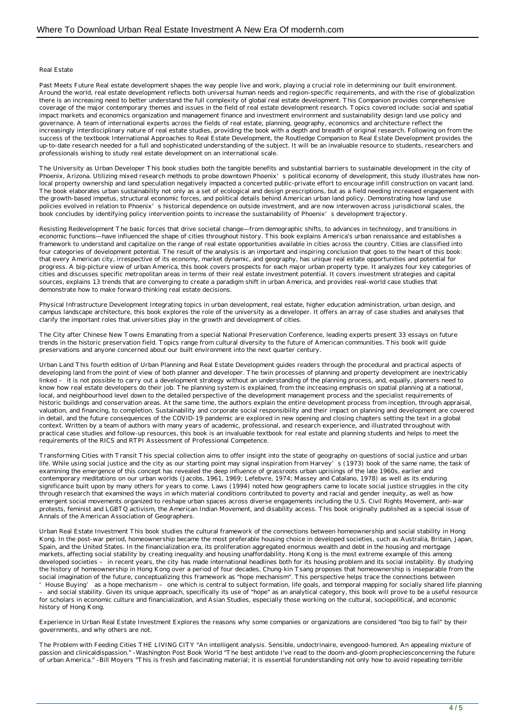Real Estate

Past Meets Future Real estate development shapes the way people live and work, playing a crucial role in determining our built environment. Around the world, real estate development reflects both universal human needs and region-specific requirements, and with the rise of globalization there is an increasing need to better understand the full complexity of global real estate development. This Companion provides comprehensive coverage of the major contemporary themes and issues in the field of real estate development research. Topics covered include: social and spatial impact markets and economics organization and management finance and investment environment and sustainability design land use policy and governance. A team of international experts across the fields of real estate, planning, geography, economics and architecture reflect the increasingly interdisciplinary nature of real estate studies, providing the book with a depth and breadth of original research. Following on from the success of the textbook International Approaches to Real Estate Development, the Routledge Companion to Real Estate Development provides the up-to-date research needed for a full and sophisticated understanding of the subject. It will be an invaluable resource to students, researchers and professionals wishing to study real estate development on an international scale.

The University as Urban Developer This book studies both the tangible benefits and substantial barriers to sustainable development in the city of Phoenix, Arizona. Utilizing mixed research methods to probe downtown Phoenix's political economy of development, this study illustrates how non-local property ownership and land speculation negatively impacted a concerted public-private effort to encourage infill construction on vacant land. The book elaborates urban sustainability not only as a set of ecological and design prescriptions, but as a field needing increased engagement with the growth-based impetus, structural economic forces, and political details behind American urban land policy. Demonstrating how land use policies evolved in relation to Phoenix's historical dependence on outside investment, and are now interwoven across jurisdictional scales, the book concludes by identifying policy intervention points to increase the sustainability of Phoenix's development trajectory.

Resisting Redevelopment The basic forces that drive societal change—from demographic shifts, to advances in technology, and transitions in economic functions—have influenced the shape of cities throughout history. This book explains America's urban renaissance and establishes a framework to understand and capitalize on the range of real estate opportunities available in cities across the country. Cities are classified into four categories of development potential. The result of the analysis is an important and inspiring conclusion that goes to the heart of this book: that every American city, irrespective of its economy, market dynamic, and geography, has unique real estate opportunities and potential for progress. A big-picture view of urban America, this book covers prospects for each major urban property type. It analyzes four key categories of cities and discusses specific metropolitan areas in terms of their real estate investment potential. It covers investment strategies and capital sources, explains 13 trends that are converging to create a paradigm shift in urban America, and provides real-world case studies that demonstrate how to make forward-thinking real estate decisions.

Physical Infrastructure Development Integrating topics in urban development, real estate, higher education administration, urban design, and campus landscape architecture, this book explores the role of the university as a developer. It offers an array of case studies and analyses that clarify the important roles that universities play in the growth and development of cities.

The City after Chinese New Towns Emanating from a special National Preservation Conference, leading experts present 33 essays on future trends in the historic preservation field. Topics range from cultural diversity to the future of American communities. This book will guide preservations and anyone concerned about our built environment into the next quarter century.

Urban Land This fourth edition of Urban Planning and Real Estate Development guides readers through the procedural and practical aspects of developing land from the point of view of both planner and developer. The twin processes of planning and property development are inextricably linked – it is not possible to carry out a development strategy without an understanding of the planning process, and, equally, planners need to know how real estate developers do their job. The planning system is explained, from the increasing emphasis on spatial planning at a national, local, and neighbourhood level down to the detailed perspective of the development management process and the specialist requirements of historic buildings and conservation areas. At the same time, the authors explain the entire development process from inception, through appraisal, valuation, and financing, to completion. Sustainability and corporate social responsibility and their impact on planning and development are covered in detail, and the future consequences of the COVID-19 pandemic are explored in new opening and closing chapters setting the text in a global context. Written by a team of authors with many years of academic, professional, and research experience, and illustrated throughout with practical case studies and follow-up resources, this book is an invaluable textbook for real estate and planning students and helps to meet the requirements of the RICS and RTPI Assessment of Professional Competence.

Transforming Cities with Transit This special collection aims to offer insight into the state of geography on questions of social justice and urban life. While using social justice and the city as our starting point may signal inspiration from Harvey's (1973) book of the same name, the task of examining the emergence of this concept has revealed the deep influence of grassroots urban uprisings of the late 1960s, earlier and contemporary meditations on our urban worlds (Jacobs, 1961, 1969; Lefebvre, 1974; Massey and Catalano, 1978) as well as its enduring significance built upon by many others for years to come. Laws (1994) noted how geographers came to locate social justice struggles in the city through research that examined the ways in which material conditions contributed to poverty and racial and gender inequity, as well as how emergent social movements organized to reshape urban spaces across diverse engagements including the U.S. Civil Rights Movement, anti-war protests, feminist and LGBTQ activism, the American Indian Movement, and disability access. This book originally published as a special issue of Annals of the American Association of Geographers.

Urban Real Estate Investment This book studies the cultural framework of the connections between homeownership and social stability in Hong Kong. In the post-war period, homeownership became the most preferable housing choice in developed societies, such as Australia, Britain, Japan, Spain, and the United States. In the financialization era, its proliferation aggregated enormous wealth and debt in the housing and mortgage markets, affecting social stability by creating inequality and housing unaffordability. Hong Kong is the most extreme example of this among developed societies – in recent years, the city has made international headlines both for its housing problem and its social instability. By studying the history of homeownership in Hong Kong over a period of four decades, Chung-kin Tsang proposes that homeownership is inseparable from the social imagination of the future, conceptualizing this framework as "hope mechanism". This perspective helps trace the connections between 'House Buying' as a hope mechanism – one which is central to subject formation, life goals, and temporal mapping for socially shared life planning – and social stability. Given its unique approach, specifically its use of "hope" as an analytical category, this book will prove to be a useful resource for scholars in economic culture and financialization, and Asian Studies, especially those working on the cultural, sociopolitical, and economic history of Hong Kong.

Experience in Urban Real Estate Investment Explores the reasons why some companies or organizations are considered "too big to fail" by their governments, and why others are not.

The Problem with Feeding Cities THE LIVING CITY "An intelligent analysis. Sensible, undoctrinaire, evengood-humored. An appealing mixture of passion and clinicaldispassion." -Washington Post Book World "The best antidote I've read to the doom-and-gloom propheciesconcerning the future of urban America." -Bill Moyers "This is fresh and fascinating material; it is essential forunderstanding not only how to avoid repeating terrible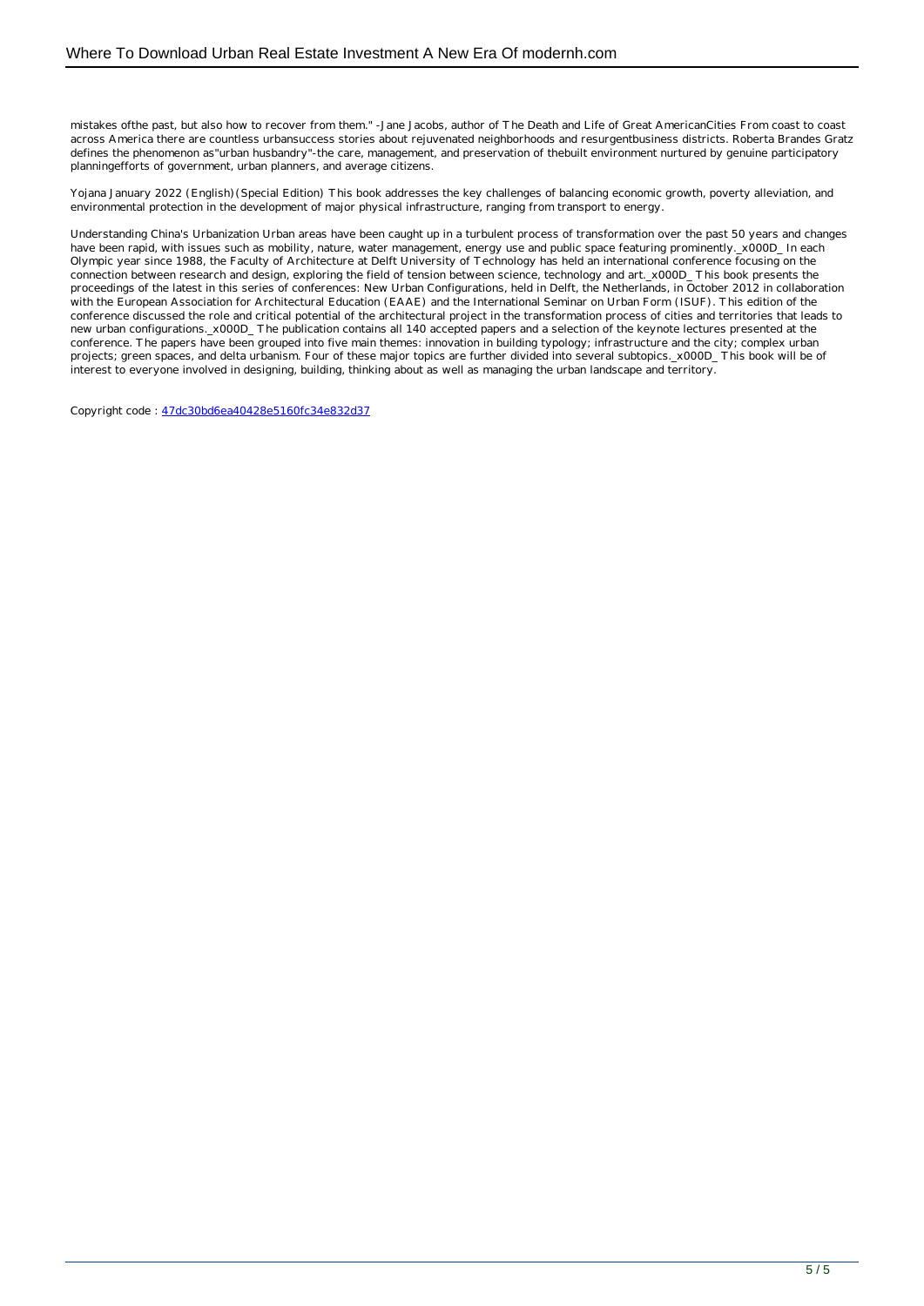mistakes ofthe past, but also how to recover from them." -Jane Jacobs, author of The Death and Life of Great AmericanCities From coast to coast across America there are countless urbansuccess stories about rejuvenated neighborhoods and resurgentbusiness districts. Roberta Brandes Gratz defines the phenomenon as"urban husbandry"-the care, management, and preservation of thebuilt environment nurtured by genuine participatory planningefforts of government, urban planners, and average citizens.

Yojana January 2022 (English)(Special Edition) This book addresses the key challenges of balancing economic growth, poverty alleviation, and environmental protection in the development of major physical infrastructure, ranging from transport to energy.

Understanding China's Urbanization Urban areas have been caught up in a turbulent process of transformation over the past 50 years and changes have been rapid, with issues such as mobility, nature, water management, energy use and public space featuring prominently._x000D_ In each Olympic year since 1988, the Faculty of Architecture at Delft University of Technology has held an international conference focusing on the connection between research and design, exploring the field of tension between science, technology and art._x000D_ This book presents the proceedings of the latest in this series of conferences: New Urban Configurations, held in Delft, the Netherlands, in October 2012 in collaboration with the European Association for Architectural Education (EAAE) and the International Seminar on Urban Form (ISUF). This edition of the conference discussed the role and critical potential of the architectural project in the transformation process of cities and territories that leads to new urban configurations._x000D_ The publication contains all 140 accepted papers and a selection of the keynote lectures presented at the conference. The papers have been grouped into five main themes: innovation in building typology; infrastructure and the city; complex urban projects; green spaces, and delta urbanism. Four of these major topics are further divided into several subtopics._x000D_ This book will be of interest to everyone involved in designing, building, thinking about as well as managing the urban landscape and territory.

Copyright code : 47dc30bd6ea40428e5160fc34e832d37